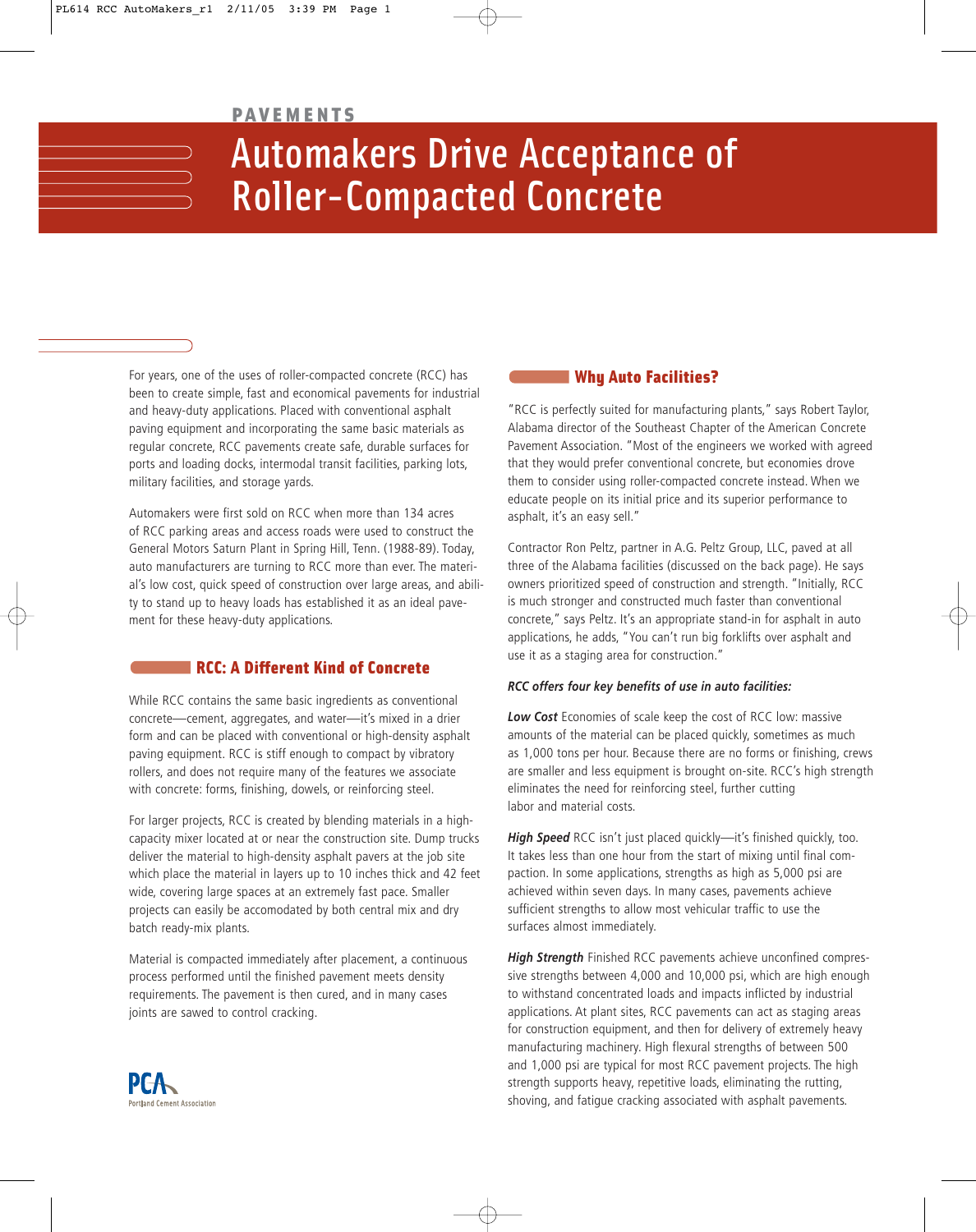PAVEMENTS

# Automakers Drive Acceptance of Roller-Compacted Concrete

For years, one of the uses of roller-compacted concrete (RCC) has been to create simple, fast and economical pavements for industrial and heavy-duty applications. Placed with conventional asphalt paving equipment and incorporating the same basic materials as regular concrete, RCC pavements create safe, durable surfaces for ports and loading docks, intermodal transit facilities, parking lots, military facilities, and storage yards.

Automakers were first sold on RCC when more than 134 acres of RCC parking areas and access roads were used to construct the General Motors Saturn Plant in Spring Hill, Tenn. (1988-89). Today, auto manufacturers are turning to RCC more than ever. The material's low cost, quick speed of construction over large areas, and ability to stand up to heavy loads has established it as an ideal pavement for these heavy-duty applications.

## RCC: A Different Kind of Concrete

While RCC contains the same basic ingredients as conventional concrete—cement, aggregates, and water—it's mixed in a drier form and can be placed with conventional or high-density asphalt paving equipment. RCC is stiff enough to compact by vibratory rollers, and does not require many of the features we associate with concrete: forms, finishing, dowels, or reinforcing steel.

For larger projects, RCC is created by blending materials in a high-capacity mixer located at or near the construction site. Dump trucks deliver the material to high-density asphalt pavers at the job site which place the material in layers up to 10 inches thick and 42 feet wide, covering large spaces at an extremely fast pace. Smaller projects can easily be accomodated by both central mix and dry batch ready-mix plants.

Material is compacted immediately after placement, a continuous process performed until the finished pavement meets density requirements. The pavement is then cured, and in many cases joints are sawed to control cracking.

PCA Portland Cement Association

## Why Auto Facilities?

"RCC is perfectly suited for manufacturing plants," says Robert Taylor, Alabama director of the Southeast Chapter of the American Concrete Pavement Association. "Most of the engineers we worked with agreed that they would prefer conventional concrete, but economies drove them to consider using roller-compacted concrete instead. When we educate people on its initial price and its superior performance to asphalt, it's an easy sell."

Contractor Ron Peltz, partner in A.G. Peltz Group, LLC, paved at all three of the Alabama facilities (discussed on the back page). He says owners prioritized speed of construction and strength. "Initially, RCC is much stronger and constructed much faster than conventional concrete," says Peltz. It's an appropriate stand-in for asphalt in auto applications, he adds, "You can't run big forklifts over asphalt and use it as a staging area for construction."

***RCC offers four key benefits of use in auto facilities:***

***Low Cost*** Economies of scale keep the cost of RCC low: massive amounts of the material can be placed quickly, sometimes as much as 1,000 tons per hour. Because there are no forms or finishing, crews are smaller and less equipment is brought on-site. RCC's high strength eliminates the need for reinforcing steel, further cutting labor and material costs.

***High Speed*** RCC isn't just placed quickly—it's finished quickly, too. It takes less than one hour from the start of mixing until final compaction. In some applications, strengths as high as 5,000 psi are achieved within seven days. In many cases, pavements achieve sufficient strengths to allow most vehicular traffic to use the surfaces almost immediately.

***High Strength*** Finished RCC pavements achieve unconfined compressive strengths between 4,000 and 10,000 psi, which are high enough to withstand concentrated loads and impacts inflicted by industrial applications. At plant sites, RCC pavements can act as staging areas for construction equipment, and then for delivery of extremely heavy manufacturing machinery. High flexural strengths of between 500 and 1,000 psi are typical for most RCC pavement projects. The high strength supports heavy, repetitive loads, eliminating the rutting, shoving, and fatigue cracking associated with asphalt pavements.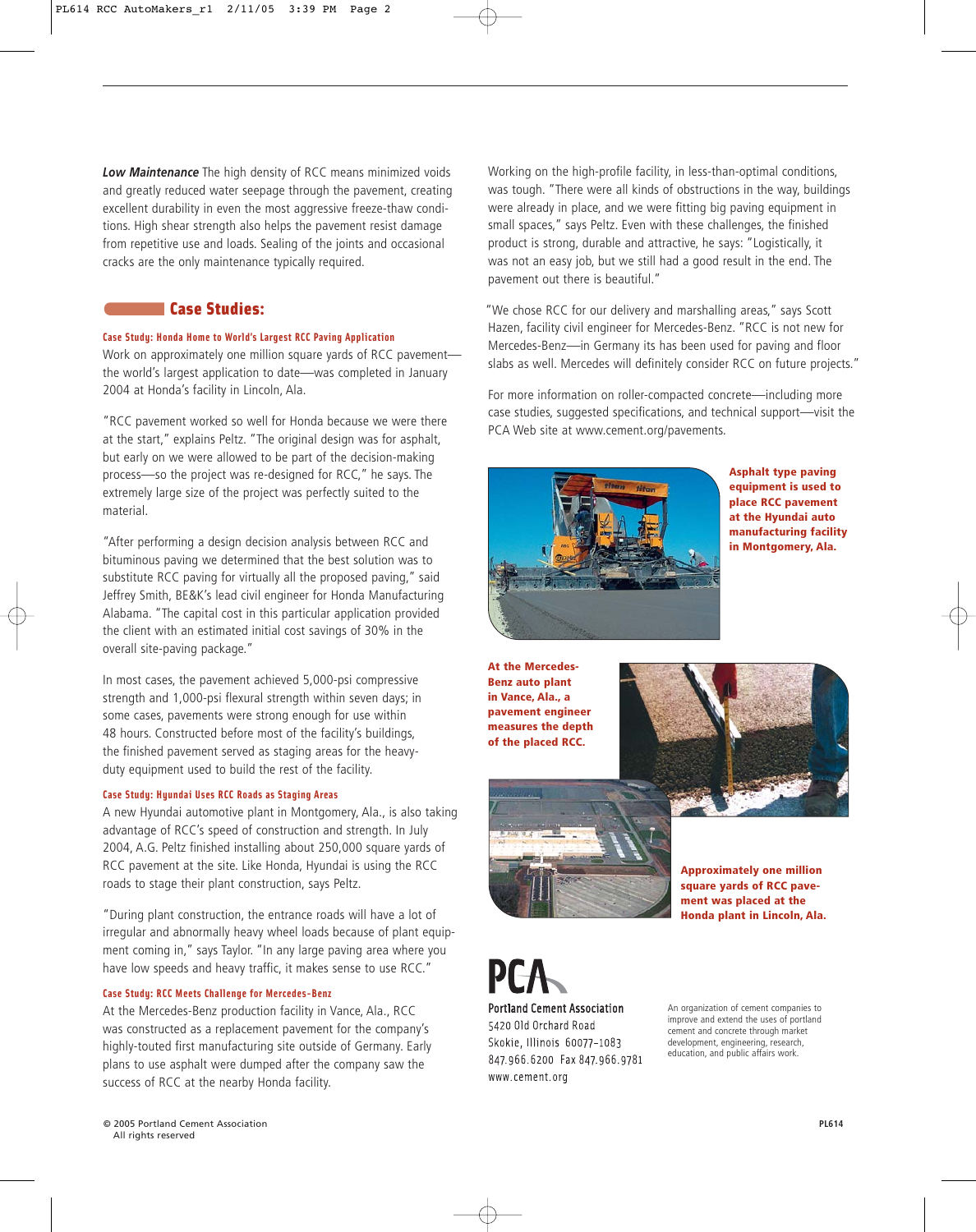***Low Maintenance*** The high density of RCC means minimized voids and greatly reduced water seepage through the pavement, creating excellent durability in even the most aggressive freeze-thaw conditions. High shear strength also helps the pavement resist damage from repetitive use and loads. Sealing of the joints and occasional cracks are the only maintenance typically required.

## Case Studies:

#### Case Study: Honda Home to World's Largest RCC Paving Application

Work on approximately one million square yards of RCC pavement—the world's largest application to date—was completed in January 2004 at Honda's facility in Lincoln, Ala.

"RCC pavement worked so well for Honda because we were there at the start," explains Peltz. "The original design was for asphalt, but early on we were allowed to be part of the decision-making process—so the project was re-designed for RCC," he says. The extremely large size of the project was perfectly suited to the material.

"After performing a design decision analysis between RCC and bituminous paving we determined that the best solution was to substitute RCC paving for virtually all the proposed paving," said Jeffrey Smith, BE&K's lead civil engineer for Honda Manufacturing Alabama. "The capital cost in this particular application provided the client with an estimated initial cost savings of 30% in the overall site-paving package."

In most cases, the pavement achieved 5,000-psi compressive strength and 1,000-psi flexural strength within seven days; in some cases, pavements were strong enough for use within 48 hours. Constructed before most of the facility's buildings, the finished pavement served as staging areas for the heavy-duty equipment used to build the rest of the facility.

#### Case Study: Hyundai Uses RCC Roads as Staging Areas

A new Hyundai automotive plant in Montgomery, Ala., is also taking advantage of RCC's speed of construction and strength. In July 2004, A.G. Peltz finished installing about 250,000 square yards of RCC pavement at the site. Like Honda, Hyundai is using the RCC roads to stage their plant construction, says Peltz.

"During plant construction, the entrance roads will have a lot of irregular and abnormally heavy wheel loads because of plant equipment coming in," says Taylor. "In any large paving area where you have low speeds and heavy traffic, it makes sense to use RCC."

#### Case Study: RCC Meets Challenge for Mercedes-Benz

At the Mercedes-Benz production facility in Vance, Ala., RCC was constructed as a replacement pavement for the company's highly-touted first manufacturing site outside of Germany. Early plans to use asphalt were dumped after the company saw the success of RCC at the nearby Honda facility.

Working on the high-profile facility, in less-than-optimal conditions, was tough. "There were all kinds of obstructions in the way, buildings were already in place, and we were fitting big paving equipment in small spaces," says Peltz. Even with these challenges, the finished product is strong, durable and attractive, he says: "Logistically, it was not an easy job, but we still had a good result in the end. The pavement out there is beautiful."

"We chose RCC for our delivery and marshalling areas," says Scott Hazen, facility civil engineer for Mercedes-Benz. "RCC is not new for Mercedes-Benz—in Germany its has been used for paving and floor slabs as well. Mercedes will definitely consider RCC on future projects."

For more information on roller-compacted concrete—including more case studies, suggested specifications, and technical support—visit the PCA Web site at www.cement.org/pavements.

**Asphalt type paving equipment is used to place RCC pavement at the Hyundai auto manufacturing facility in Montgomery, Ala.**

**At the Mercedes-Benz auto plant in Vance, Ala., a pavement engineer measures the depth of the placed RCC.**

**Approximately one million square yards of RCC pavement was placed at the Honda plant in Lincoln, Ala.**

PCA
Portland Cement Association
5420 Old Orchard Road
Skokie, Illinois 60077-1083
847.966.6200 Fax 847.966.9781
www.cement.org

An organization of cement companies to improve and extend the uses of portland cement and concrete through market development, engineering, research, education, and public affairs work.

© 2005 Portland Cement Association
All rights reserved

PL614